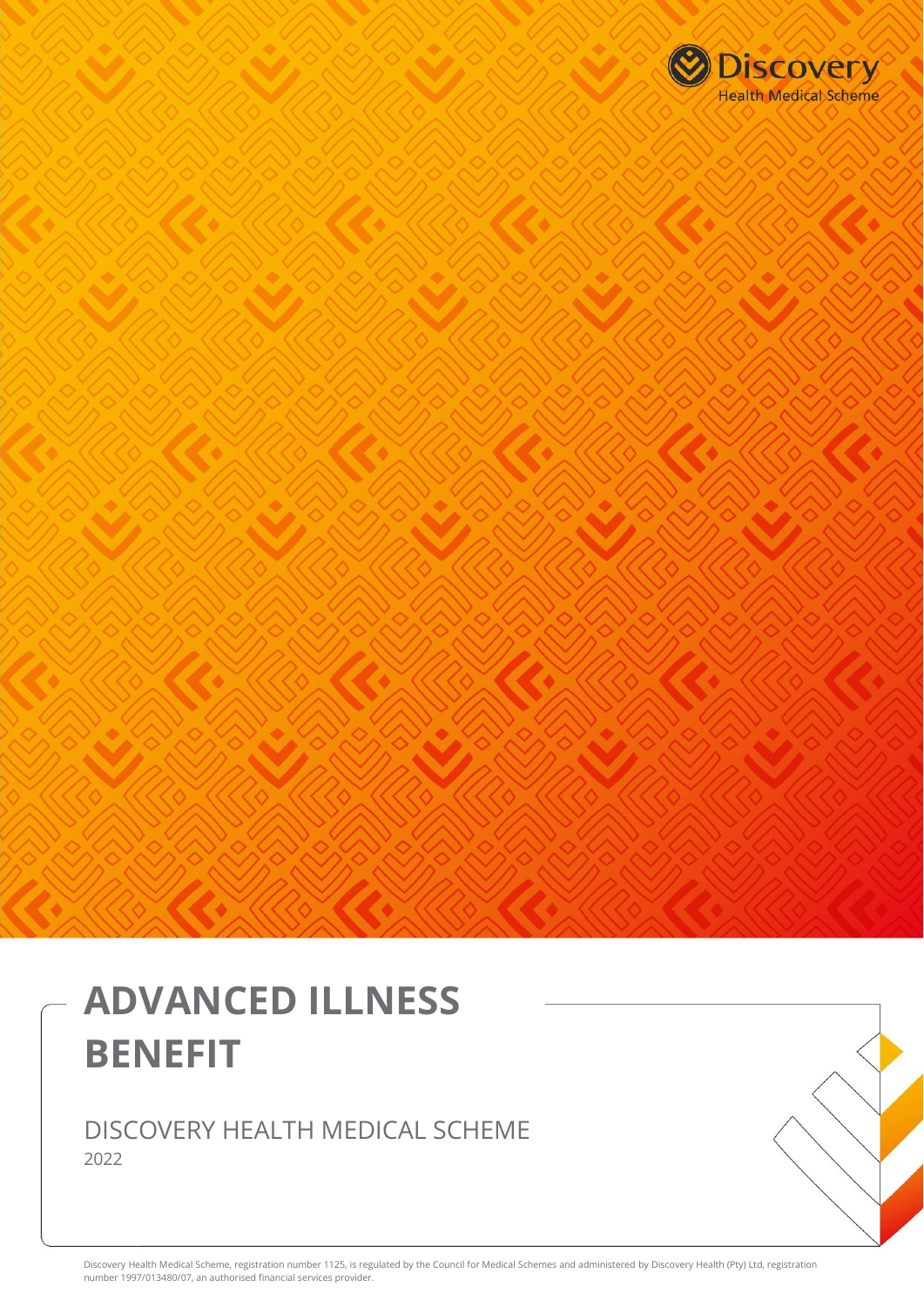Discovery Health Medical Scheme

# ADVANCED ILLNESS BENEFIT

DISCOVERY HEALTH MEDICAL SCHEME

2022

Discovery Health Medical Scheme, registration number 1125, is regulated by the Council for Medical Schemes and administered by Discovery Health (Pty) Ltd, registration number 1997/013480/07, an authorised financial services provider.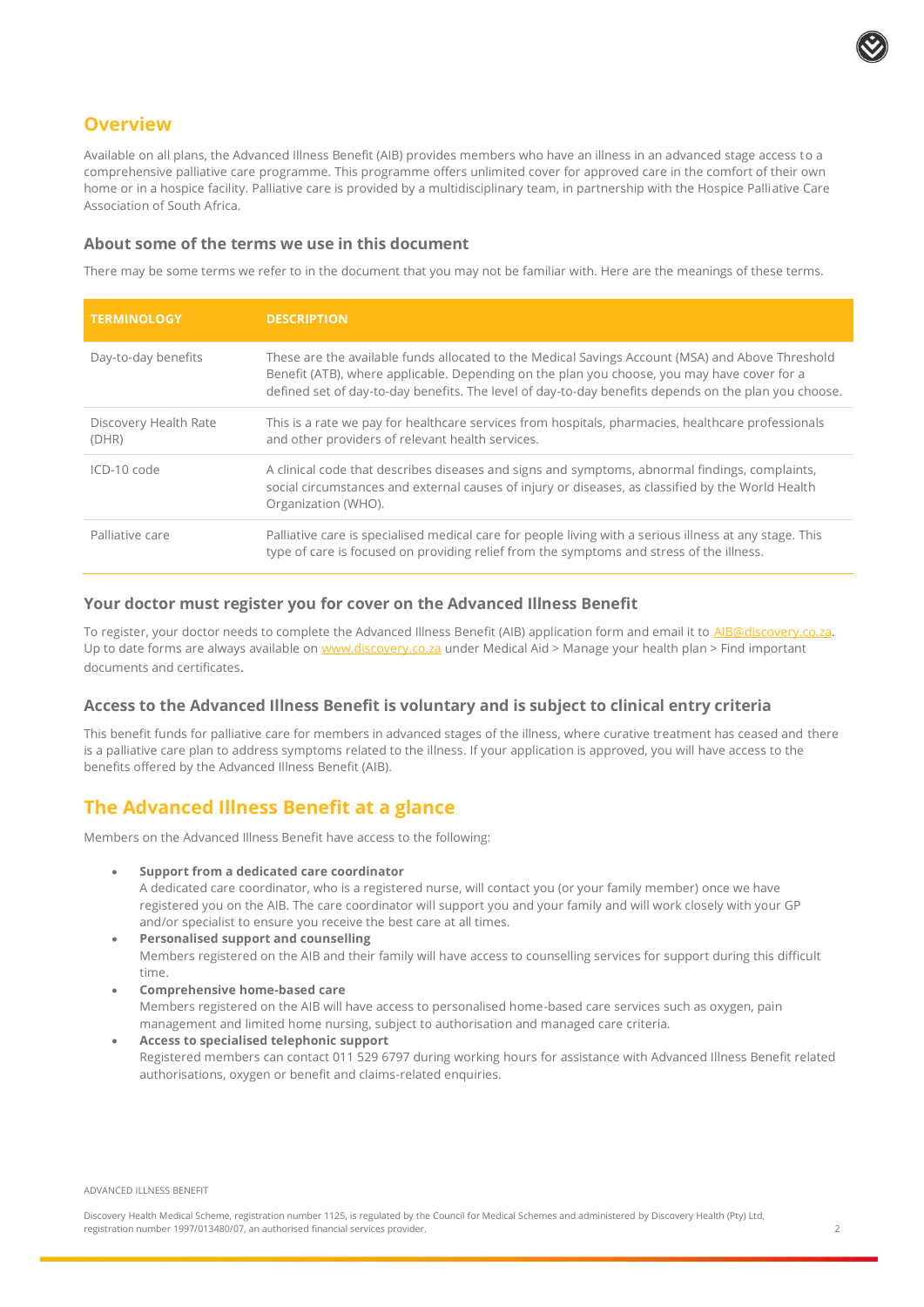## Overview

Available on all plans, the Advanced Illness Benefit (AIB) provides members who have an illness in an advanced stage access to a comprehensive palliative care programme. This programme offers unlimited cover for approved care in the comfort of their own home or in a hospice facility. Palliative care is provided by a multidisciplinary team, in partnership with the Hospice Palliative Care Association of South Africa.

### About some of the terms we use in this document

There may be some terms we refer to in the document that you may not be familiar with. Here are the meanings of these terms.

| TERMINOLOGY | DESCRIPTION |
|---|---|
| Day-to-day benefits | These are the available funds allocated to the Medical Savings Account (MSA) and Above Threshold Benefit (ATB), where applicable. Depending on the plan you choose, you may have cover for a defined set of day-to-day benefits. The level of day-to-day benefits depends on the plan you choose. |
| Discovery Health Rate (DHR) | This is a rate we pay for healthcare services from hospitals, pharmacies, healthcare professionals and other providers of relevant health services. |
| ICD-10 code | A clinical code that describes diseases and signs and symptoms, abnormal findings, complaints, social circumstances and external causes of injury or diseases, as classified by the World Health Organization (WHO). |
| Palliative care | Palliative care is specialised medical care for people living with a serious illness at any stage. This type of care is focused on providing relief from the symptoms and stress of the illness. |

### Your doctor must register you for cover on the Advanced Illness Benefit

To register, your doctor needs to complete the Advanced Illness Benefit (AIB) application form and email it to AIB@discovery.co.za. Up to date forms are always available on www.discovery.co.za under Medical Aid > Manage your health plan > Find important documents and certificates.

### Access to the Advanced Illness Benefit is voluntary and is subject to clinical entry criteria

This benefit funds for palliative care for members in advanced stages of the illness, where curative treatment has ceased and there is a palliative care plan to address symptoms related to the illness. If your application is approved, you will have access to the benefits offered by the Advanced Illness Benefit (AIB).

## The Advanced Illness Benefit at a glance

Members on the Advanced Illness Benefit have access to the following:

- **Support from a dedicated care coordinator**
  A dedicated care coordinator, who is a registered nurse, will contact you (or your family member) once we have registered you on the AIB. The care coordinator will support you and your family and will work closely with your GP and/or specialist to ensure you receive the best care at all times.
- **Personalised support and counselling**
  Members registered on the AIB and their family will have access to counselling services for support during this difficult time.
- **Comprehensive home-based care**
  Members registered on the AIB will have access to personalised home-based care services such as oxygen, pain management and limited home nursing, subject to authorisation and managed care criteria.
- **Access to specialised telephonic support**
  Registered members can contact 011 529 6797 during working hours for assistance with Advanced Illness Benefit related authorisations, oxygen or benefit and claims-related enquiries.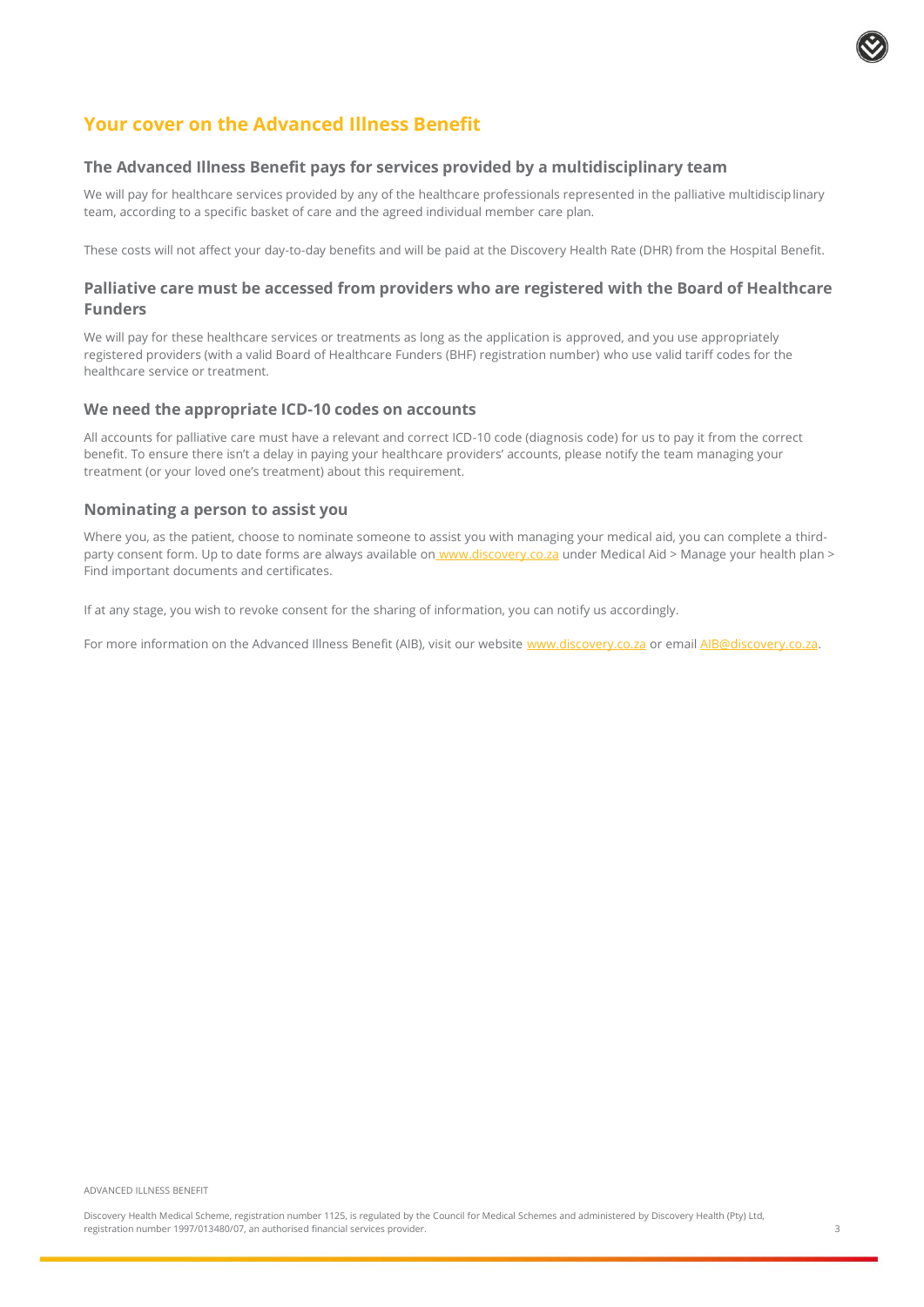# Your cover on the Advanced Illness Benefit

## The Advanced Illness Benefit pays for services provided by a multidisciplinary team

We will pay for healthcare services provided by any of the healthcare professionals represented in the palliative multidisciplinary team, according to a specific basket of care and the agreed individual member care plan.

These costs will not affect your day-to-day benefits and will be paid at the Discovery Health Rate (DHR) from the Hospital Benefit.

## Palliative care must be accessed from providers who are registered with the Board of Healthcare Funders

We will pay for these healthcare services or treatments as long as the application is approved, and you use appropriately registered providers (with a valid Board of Healthcare Funders (BHF) registration number) who use valid tariff codes for the healthcare service or treatment.

## We need the appropriate ICD-10 codes on accounts

All accounts for palliative care must have a relevant and correct ICD-10 code (diagnosis code) for us to pay it from the correct benefit. To ensure there isn't a delay in paying your healthcare providers' accounts, please notify the team managing your treatment (or your loved one's treatment) about this requirement.

## Nominating a person to assist you

Where you, as the patient, choose to nominate someone to assist you with managing your medical aid, you can complete a third-party consent form. Up to date forms are always available on www.discovery.co.za under Medical Aid > Manage your health plan > Find important documents and certificates.

If at any stage, you wish to revoke consent for the sharing of information, you can notify us accordingly.

For more information on the Advanced Illness Benefit (AIB), visit our website www.discovery.co.za or email AIB@discovery.co.za.

ADVANCED ILLNESS BENEFIT

Discovery Health Medical Scheme, registration number 1125, is regulated by the Council for Medical Schemes and administered by Discovery Health (Pty) Ltd, registration number 1997/013480/07, an authorised financial services provider.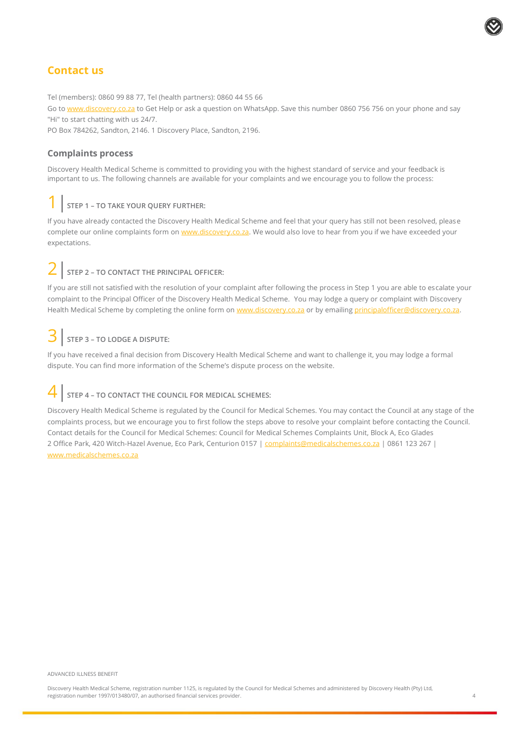## Contact us

Tel (members): 0860 99 88 77, Tel (health partners): 0860 44 55 66
Go to www.discovery.co.za to Get Help or ask a question on WhatsApp. Save this number 0860 756 756 on your phone and say "Hi" to start chatting with us 24/7.
PO Box 784262, Sandton, 2146. 1 Discovery Place, Sandton, 2196.

### Complaints process

Discovery Health Medical Scheme is committed to providing you with the highest standard of service and your feedback is important to us. The following channels are available for your complaints and we encourage you to follow the process:

#### 1 | STEP 1 – TO TAKE YOUR QUERY FURTHER:

If you have already contacted the Discovery Health Medical Scheme and feel that your query has still not been resolved, please complete our online complaints form on www.discovery.co.za. We would also love to hear from you if we have exceeded your expectations.

#### 2 | STEP 2 – TO CONTACT THE PRINCIPAL OFFICER:

If you are still not satisfied with the resolution of your complaint after following the process in Step 1 you are able to escalate your complaint to the Principal Officer of the Discovery Health Medical Scheme. You may lodge a query or complaint with Discovery Health Medical Scheme by completing the online form on www.discovery.co.za or by emailing principalofficer@discovery.co.za.

#### 3 | STEP 3 – TO LODGE A DISPUTE:

If you have received a final decision from Discovery Health Medical Scheme and want to challenge it, you may lodge a formal dispute. You can find more information of the Scheme's dispute process on the website.

#### 4 | STEP 4 – TO CONTACT THE COUNCIL FOR MEDICAL SCHEMES:

Discovery Health Medical Scheme is regulated by the Council for Medical Schemes. You may contact the Council at any stage of the complaints process, but we encourage you to first follow the steps above to resolve your complaint before contacting the Council. Contact details for the Council for Medical Schemes: Council for Medical Schemes Complaints Unit, Block A, Eco Glades 2 Office Park, 420 Witch-Hazel Avenue, Eco Park, Centurion 0157 | complaints@medicalschemes.co.za | 0861 123 267 | www.medicalschemes.co.za

ADVANCED ILLNESS BENEFIT

Discovery Health Medical Scheme, registration number 1125, is regulated by the Council for Medical Schemes and administered by Discovery Health (Pty) Ltd, registration number 1997/013480/07, an authorised financial services provider.